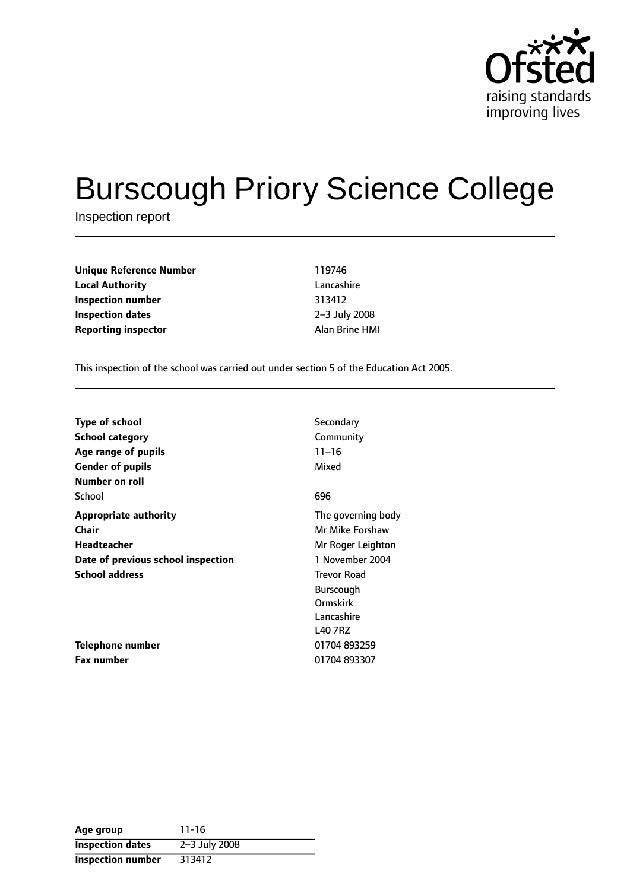# Burscough Priory Science College

Inspection report

| | |
|---|---|
| **Unique Reference Number** | 119746 |
| **Local Authority** | Lancashire |
| **Inspection number** | 313412 |
| **Inspection dates** | 2–3 July 2008 |
| **Reporting inspector** | Alan Brine HMI |

This inspection of the school was carried out under section 5 of the Education Act 2005.

| | |
|---|---|
| **Type of school** | Secondary |
| **School category** | Community |
| **Age range of pupils** | 11–16 |
| **Gender of pupils** | Mixed |
| **Number on roll** | |
| School | 696 |
| **Appropriate authority** | The governing body |
| **Chair** | Mr Mike Forshaw |
| **Headteacher** | Mr Roger Leighton |
| **Date of previous school inspection** | 1 November 2004 |
| **School address** | Trevor Road<br>Burscough<br>Ormskirk<br>Lancashire<br>L40 7RZ |
| **Telephone number** | 01704 893259 |
| **Fax number** | 01704 893307 |

| | |
|---|---|
| **Age group** | 11-16 |
| **Inspection dates** | 2–3 July 2008 |
| **Inspection number** | 313412 |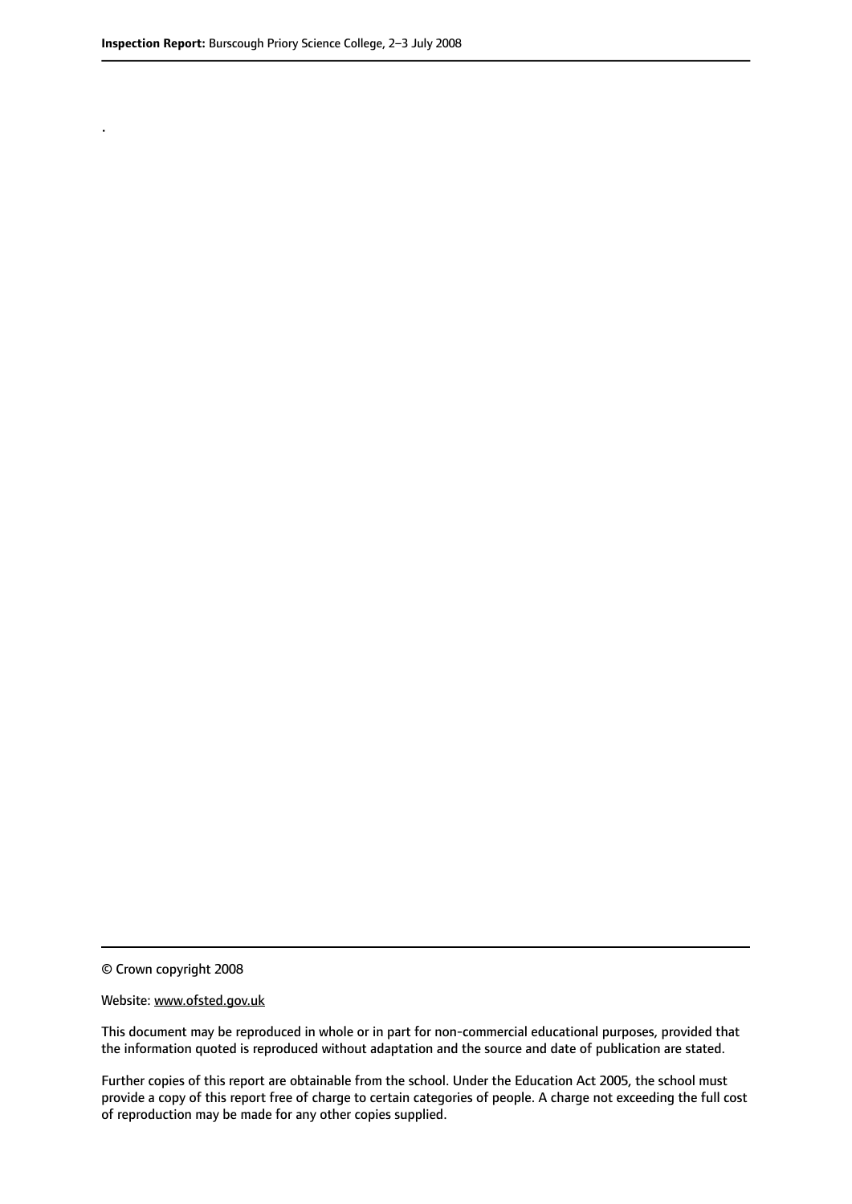.

© Crown copyright 2008

Website: www.ofsted.gov.uk

This document may be reproduced in whole or in part for non-commercial educational purposes, provided that the information quoted is reproduced without adaptation and the source and date of publication are stated.

Further copies of this report are obtainable from the school. Under the Education Act 2005, the school must provide a copy of this report free of charge to certain categories of people. A charge not exceeding the full cost of reproduction may be made for any other copies supplied.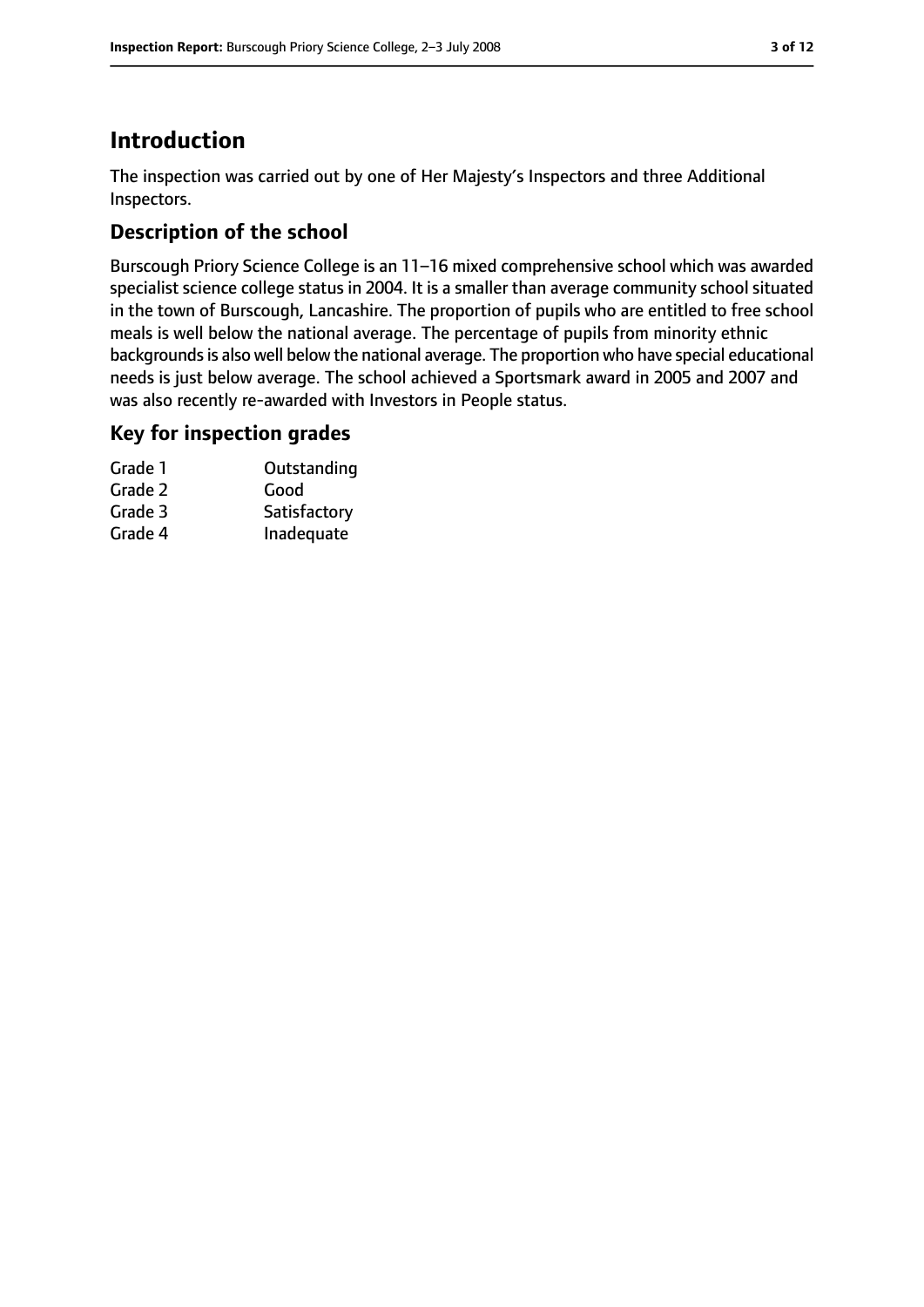# Introduction

The inspection was carried out by one of Her Majesty's Inspectors and three Additional Inspectors.

## Description of the school

Burscough Priory Science College is an 11–16 mixed comprehensive school which was awarded specialist science college status in 2004. It is a smaller than average community school situated in the town of Burscough, Lancashire. The proportion of pupils who are entitled to free school meals is well below the national average. The percentage of pupils from minority ethnic backgrounds is also well below the national average. The proportion who have special educational needs is just below average. The school achieved a Sportsmark award in 2005 and 2007 and was also recently re-awarded with Investors in People status.

## Key for inspection grades

| | |
|---|---|
| Grade 1 | Outstanding |
| Grade 2 | Good |
| Grade 3 | Satisfactory |
| Grade 4 | Inadequate |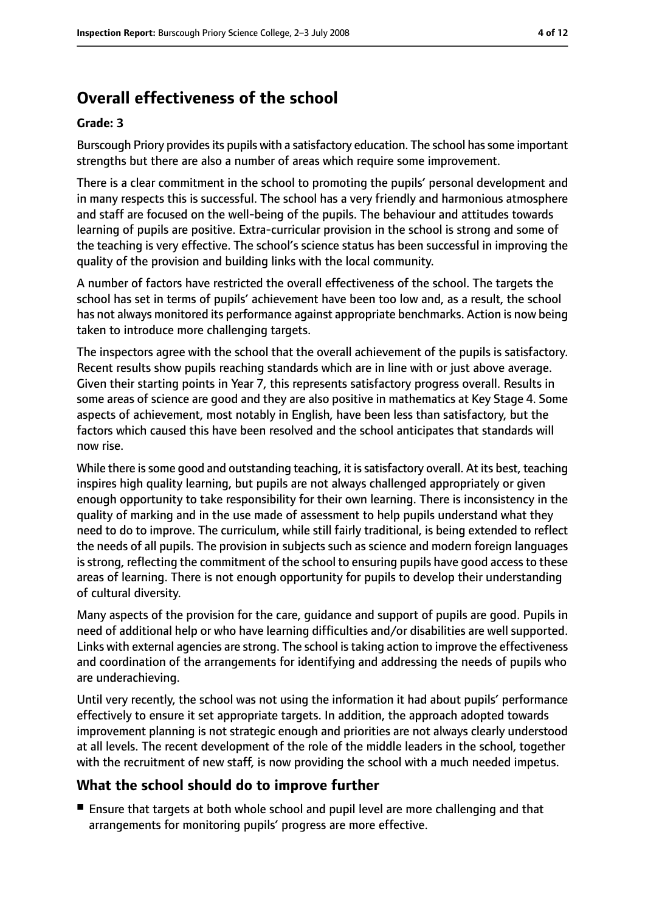## Overall effectiveness of the school

### Grade: 3

Burscough Priory provides its pupils with a satisfactory education. The school has some important strengths but there are also a number of areas which require some improvement.

There is a clear commitment in the school to promoting the pupils' personal development and in many respects this is successful. The school has a very friendly and harmonious atmosphere and staff are focused on the well-being of the pupils. The behaviour and attitudes towards learning of pupils are positive. Extra-curricular provision in the school is strong and some of the teaching is very effective. The school's science status has been successful in improving the quality of the provision and building links with the local community.

A number of factors have restricted the overall effectiveness of the school. The targets the school has set in terms of pupils' achievement have been too low and, as a result, the school has not always monitored its performance against appropriate benchmarks. Action is now being taken to introduce more challenging targets.

The inspectors agree with the school that the overall achievement of the pupils is satisfactory. Recent results show pupils reaching standards which are in line with or just above average. Given their starting points in Year 7, this represents satisfactory progress overall. Results in some areas of science are good and they are also positive in mathematics at Key Stage 4. Some aspects of achievement, most notably in English, have been less than satisfactory, but the factors which caused this have been resolved and the school anticipates that standards will now rise.

While there is some good and outstanding teaching, it is satisfactory overall. At its best, teaching inspires high quality learning, but pupils are not always challenged appropriately or given enough opportunity to take responsibility for their own learning. There is inconsistency in the quality of marking and in the use made of assessment to help pupils understand what they need to do to improve. The curriculum, while still fairly traditional, is being extended to reflect the needs of all pupils. The provision in subjects such as science and modern foreign languages is strong, reflecting the commitment of the school to ensuring pupils have good access to these areas of learning. There is not enough opportunity for pupils to develop their understanding of cultural diversity.

Many aspects of the provision for the care, guidance and support of pupils are good. Pupils in need of additional help or who have learning difficulties and/or disabilities are well supported. Links with external agencies are strong. The school is taking action to improve the effectiveness and coordination of the arrangements for identifying and addressing the needs of pupils who are underachieving.

Until very recently, the school was not using the information it had about pupils' performance effectively to ensure it set appropriate targets. In addition, the approach adopted towards improvement planning is not strategic enough and priorities are not always clearly understood at all levels. The recent development of the role of the middle leaders in the school, together with the recruitment of new staff, is now providing the school with a much needed impetus.

## What the school should do to improve further

- Ensure that targets at both whole school and pupil level are more challenging and that arrangements for monitoring pupils' progress are more effective.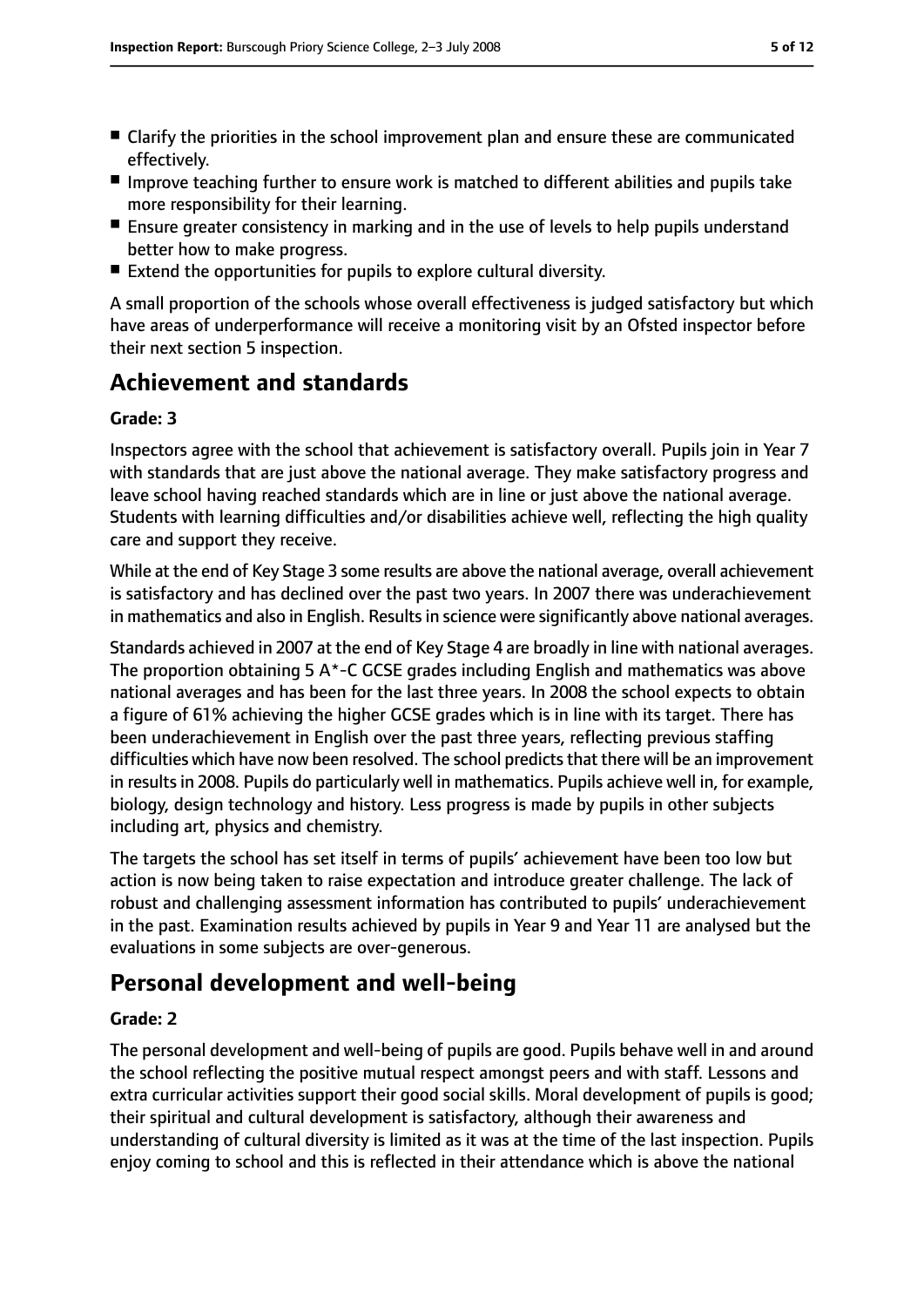- Clarify the priorities in the school improvement plan and ensure these are communicated effectively.
- Improve teaching further to ensure work is matched to different abilities and pupils take more responsibility for their learning.
- Ensure greater consistency in marking and in the use of levels to help pupils understand better how to make progress.
- Extend the opportunities for pupils to explore cultural diversity.

A small proportion of the schools whose overall effectiveness is judged satisfactory but which have areas of underperformance will receive a monitoring visit by an Ofsted inspector before their next section 5 inspection.

## Achievement and standards

**Grade: 3**

Inspectors agree with the school that achievement is satisfactory overall. Pupils join in Year 7 with standards that are just above the national average. They make satisfactory progress and leave school having reached standards which are in line or just above the national average. Students with learning difficulties and/or disabilities achieve well, reflecting the high quality care and support they receive.

While at the end of Key Stage 3 some results are above the national average, overall achievement is satisfactory and has declined over the past two years. In 2007 there was underachievement in mathematics and also in English. Results in science were significantly above national averages.

Standards achieved in 2007 at the end of Key Stage 4 are broadly in line with national averages. The proportion obtaining 5 A*-C GCSE grades including English and mathematics was above national averages and has been for the last three years. In 2008 the school expects to obtain a figure of 61% achieving the higher GCSE grades which is in line with its target. There has been underachievement in English over the past three years, reflecting previous staffing difficulties which have now been resolved. The school predicts that there will be an improvement in results in 2008. Pupils do particularly well in mathematics. Pupils achieve well in, for example, biology, design technology and history. Less progress is made by pupils in other subjects including art, physics and chemistry.

The targets the school has set itself in terms of pupils' achievement have been too low but action is now being taken to raise expectation and introduce greater challenge. The lack of robust and challenging assessment information has contributed to pupils' underachievement in the past. Examination results achieved by pupils in Year 9 and Year 11 are analysed but the evaluations in some subjects are over-generous.

## Personal development and well-being

**Grade: 2**

The personal development and well-being of pupils are good. Pupils behave well in and around the school reflecting the positive mutual respect amongst peers and with staff. Lessons and extra curricular activities support their good social skills. Moral development of pupils is good; their spiritual and cultural development is satisfactory, although their awareness and understanding of cultural diversity is limited as it was at the time of the last inspection. Pupils enjoy coming to school and this is reflected in their attendance which is above the national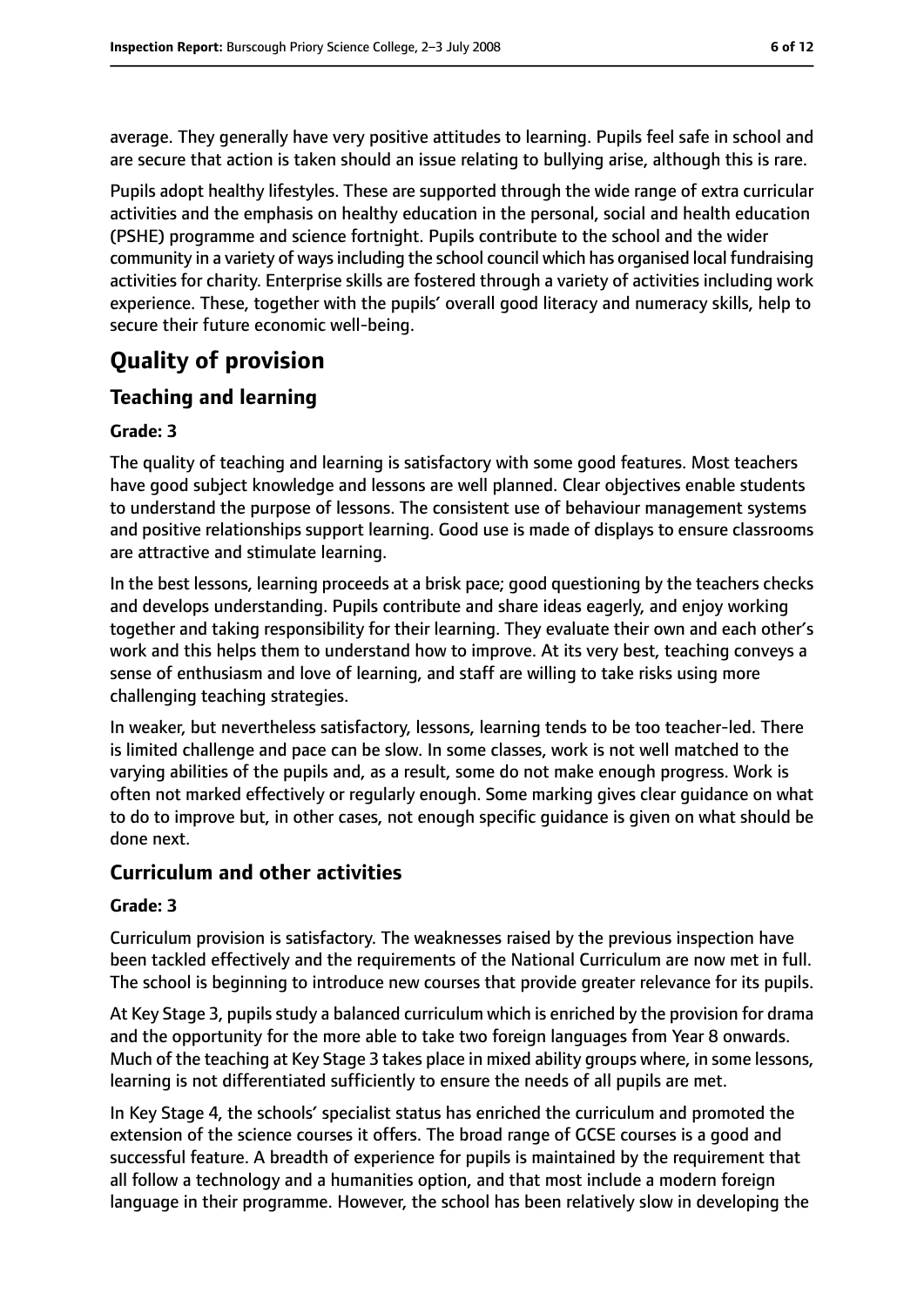average. They generally have very positive attitudes to learning. Pupils feel safe in school and are secure that action is taken should an issue relating to bullying arise, although this is rare.

Pupils adopt healthy lifestyles. These are supported through the wide range of extra curricular activities and the emphasis on healthy education in the personal, social and health education (PSHE) programme and science fortnight. Pupils contribute to the school and the wider community in a variety of ways including the school council which has organised local fundraising activities for charity. Enterprise skills are fostered through a variety of activities including work experience. These, together with the pupils' overall good literacy and numeracy skills, help to secure their future economic well-being.

# Quality of provision

## Teaching and learning

**Grade: 3**

The quality of teaching and learning is satisfactory with some good features. Most teachers have good subject knowledge and lessons are well planned. Clear objectives enable students to understand the purpose of lessons. The consistent use of behaviour management systems and positive relationships support learning. Good use is made of displays to ensure classrooms are attractive and stimulate learning.

In the best lessons, learning proceeds at a brisk pace; good questioning by the teachers checks and develops understanding. Pupils contribute and share ideas eagerly, and enjoy working together and taking responsibility for their learning. They evaluate their own and each other's work and this helps them to understand how to improve. At its very best, teaching conveys a sense of enthusiasm and love of learning, and staff are willing to take risks using more challenging teaching strategies.

In weaker, but nevertheless satisfactory, lessons, learning tends to be too teacher-led. There is limited challenge and pace can be slow. In some classes, work is not well matched to the varying abilities of the pupils and, as a result, some do not make enough progress. Work is often not marked effectively or regularly enough. Some marking gives clear guidance on what to do to improve but, in other cases, not enough specific guidance is given on what should be done next.

## Curriculum and other activities

**Grade: 3**

Curriculum provision is satisfactory. The weaknesses raised by the previous inspection have been tackled effectively and the requirements of the National Curriculum are now met in full. The school is beginning to introduce new courses that provide greater relevance for its pupils.

At Key Stage 3, pupils study a balanced curriculum which is enriched by the provision for drama and the opportunity for the more able to take two foreign languages from Year 8 onwards. Much of the teaching at Key Stage 3 takes place in mixed ability groups where, in some lessons, learning is not differentiated sufficiently to ensure the needs of all pupils are met.

In Key Stage 4, the schools' specialist status has enriched the curriculum and promoted the extension of the science courses it offers. The broad range of GCSE courses is a good and successful feature. A breadth of experience for pupils is maintained by the requirement that all follow a technology and a humanities option, and that most include a modern foreign language in their programme. However, the school has been relatively slow in developing the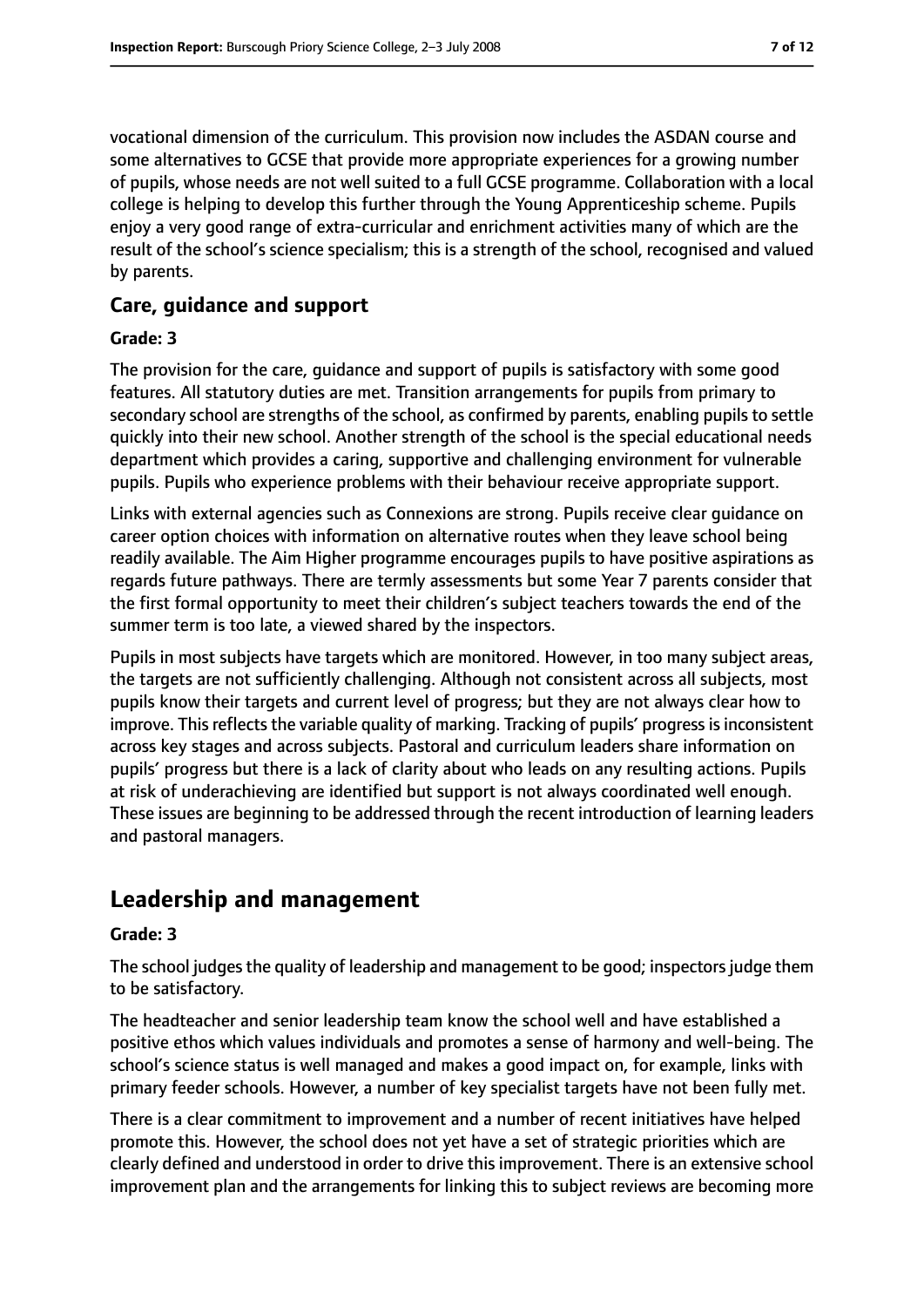vocational dimension of the curriculum. This provision now includes the ASDAN course and some alternatives to GCSE that provide more appropriate experiences for a growing number of pupils, whose needs are not well suited to a full GCSE programme. Collaboration with a local college is helping to develop this further through the Young Apprenticeship scheme. Pupils enjoy a very good range of extra-curricular and enrichment activities many of which are the result of the school's science specialism; this is a strength of the school, recognised and valued by parents.

### Care, guidance and support

#### Grade: 3

The provision for the care, guidance and support of pupils is satisfactory with some good features. All statutory duties are met. Transition arrangements for pupils from primary to secondary school are strengths of the school, as confirmed by parents, enabling pupils to settle quickly into their new school. Another strength of the school is the special educational needs department which provides a caring, supportive and challenging environment for vulnerable pupils. Pupils who experience problems with their behaviour receive appropriate support.

Links with external agencies such as Connexions are strong. Pupils receive clear guidance on career option choices with information on alternative routes when they leave school being readily available. The Aim Higher programme encourages pupils to have positive aspirations as regards future pathways. There are termly assessments but some Year 7 parents consider that the first formal opportunity to meet their children's subject teachers towards the end of the summer term is too late, a viewed shared by the inspectors.

Pupils in most subjects have targets which are monitored. However, in too many subject areas, the targets are not sufficiently challenging. Although not consistent across all subjects, most pupils know their targets and current level of progress; but they are not always clear how to improve. This reflects the variable quality of marking. Tracking of pupils' progress is inconsistent across key stages and across subjects. Pastoral and curriculum leaders share information on pupils' progress but there is a lack of clarity about who leads on any resulting actions. Pupils at risk of underachieving are identified but support is not always coordinated well enough. These issues are beginning to be addressed through the recent introduction of learning leaders and pastoral managers.

## Leadership and management

#### Grade: 3

The school judges the quality of leadership and management to be good; inspectors judge them to be satisfactory.

The headteacher and senior leadership team know the school well and have established a positive ethos which values individuals and promotes a sense of harmony and well-being. The school's science status is well managed and makes a good impact on, for example, links with primary feeder schools. However, a number of key specialist targets have not been fully met.

There is a clear commitment to improvement and a number of recent initiatives have helped promote this. However, the school does not yet have a set of strategic priorities which are clearly defined and understood in order to drive this improvement. There is an extensive school improvement plan and the arrangements for linking this to subject reviews are becoming more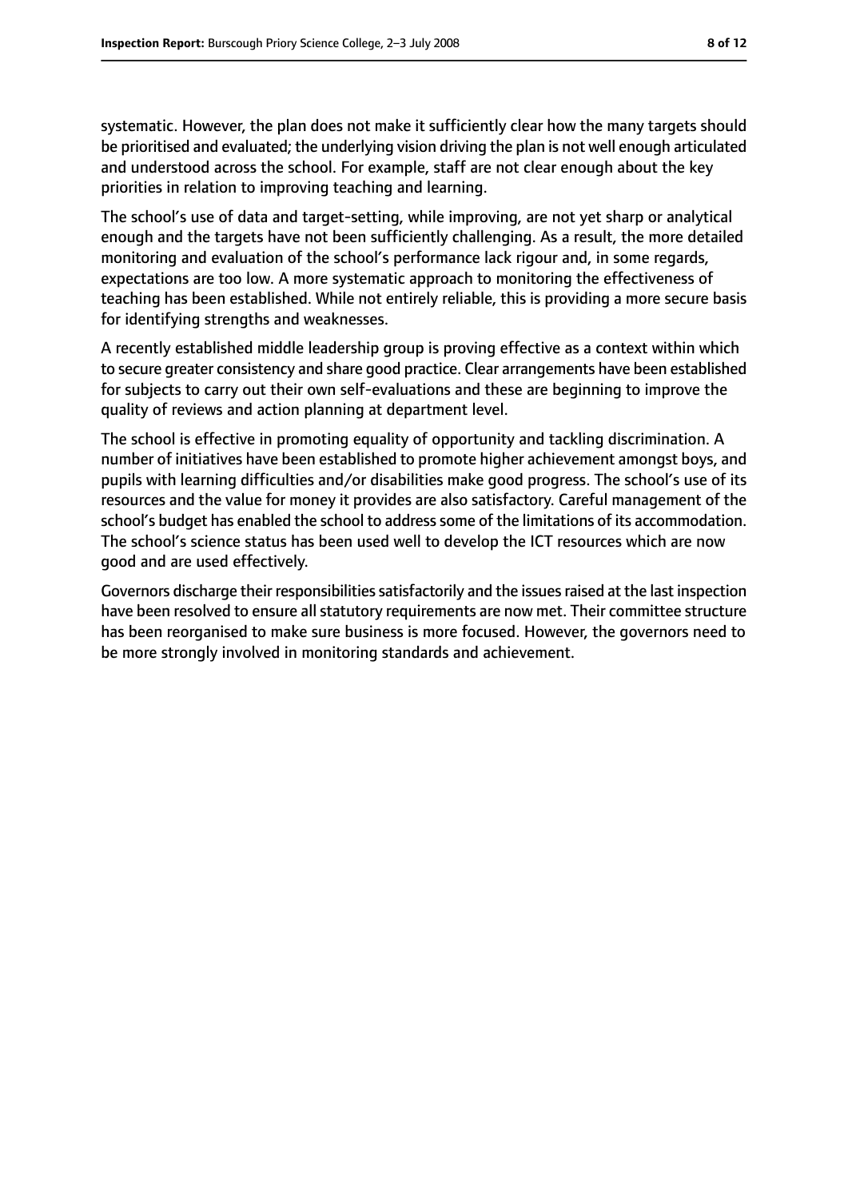systematic. However, the plan does not make it sufficiently clear how the many targets should be prioritised and evaluated; the underlying vision driving the plan is not well enough articulated and understood across the school. For example, staff are not clear enough about the key priorities in relation to improving teaching and learning.

The school's use of data and target-setting, while improving, are not yet sharp or analytical enough and the targets have not been sufficiently challenging. As a result, the more detailed monitoring and evaluation of the school's performance lack rigour and, in some regards, expectations are too low. A more systematic approach to monitoring the effectiveness of teaching has been established. While not entirely reliable, this is providing a more secure basis for identifying strengths and weaknesses.

A recently established middle leadership group is proving effective as a context within which to secure greater consistency and share good practice. Clear arrangements have been established for subjects to carry out their own self-evaluations and these are beginning to improve the quality of reviews and action planning at department level.

The school is effective in promoting equality of opportunity and tackling discrimination. A number of initiatives have been established to promote higher achievement amongst boys, and pupils with learning difficulties and/or disabilities make good progress. The school's use of its resources and the value for money it provides are also satisfactory. Careful management of the school's budget has enabled the school to address some of the limitations of its accommodation. The school's science status has been used well to develop the ICT resources which are now good and are used effectively.

Governors discharge their responsibilities satisfactorily and the issues raised at the last inspection have been resolved to ensure all statutory requirements are now met. Their committee structure has been reorganised to make sure business is more focused. However, the governors need to be more strongly involved in monitoring standards and achievement.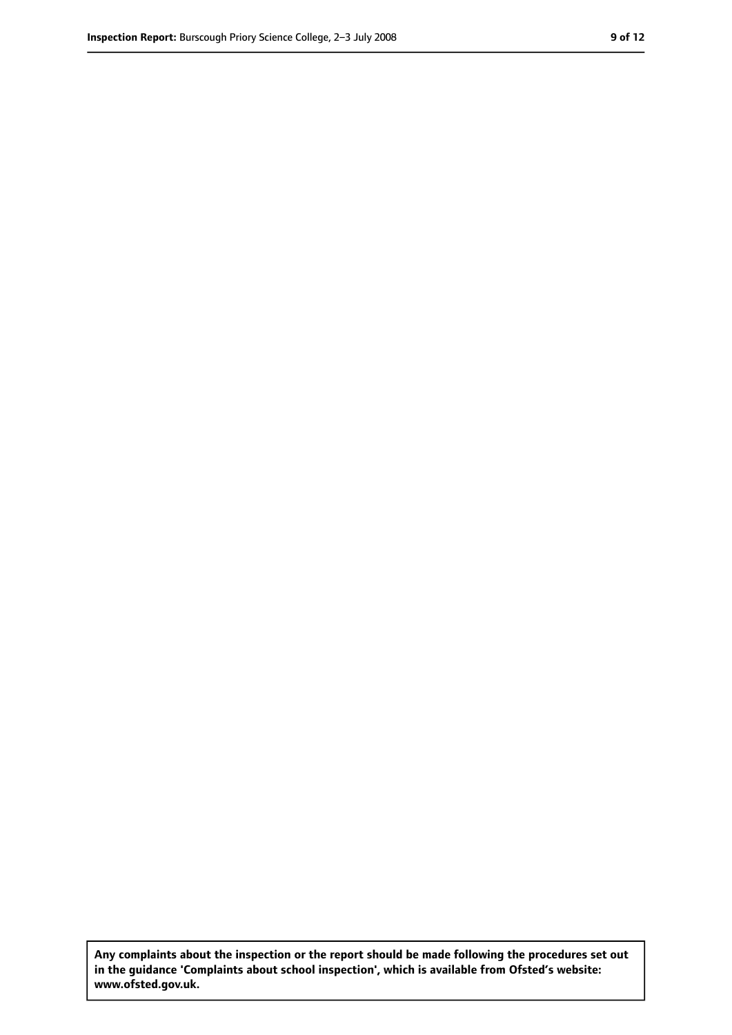**Any complaints about the inspection or the report should be made following the procedures set out in the guidance 'Complaints about school inspection', which is available from Ofsted's website: www.ofsted.gov.uk.**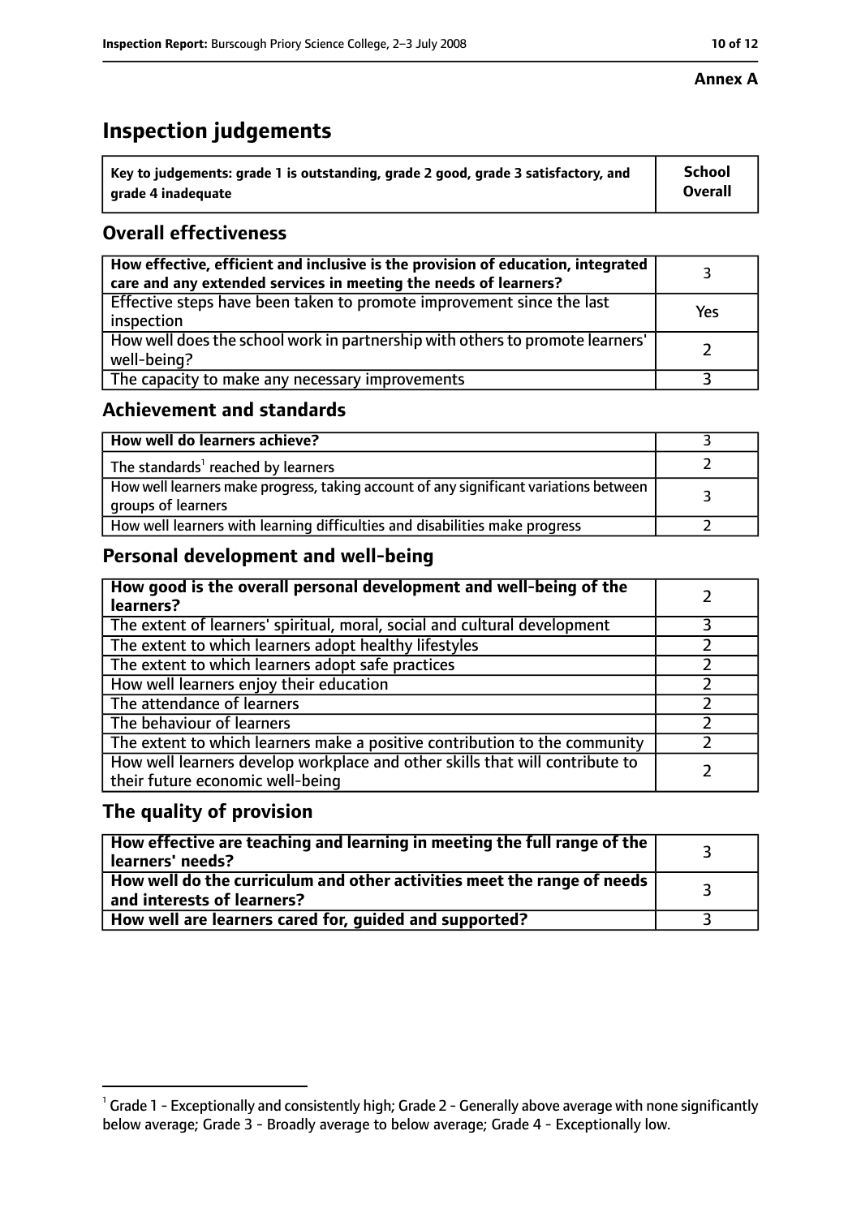**Annex A**

# Inspection judgements

| Key to judgements: grade 1 is outstanding, grade 2 good, grade 3 satisfactory, and grade 4 inadequate | School Overall |
|---|---|

## Overall effectiveness

| | |
|---|---|
| How effective, efficient and inclusive is the provision of education, integrated care and any extended services in meeting the needs of learners? | 3 |
| Effective steps have been taken to promote improvement since the last inspection | Yes |
| How well does the school work in partnership with others to promote learners' well-being? | 2 |
| The capacity to make any necessary improvements | 3 |

## Achievement and standards

| | |
|---|---|
| How well do learners achieve? | 3 |
| The standards[1] reached by learners | 2 |
| How well learners make progress, taking account of any significant variations between groups of learners | 3 |
| How well learners with learning difficulties and disabilities make progress | 2 |

## Personal development and well-being

| | |
|---|---|
| How good is the overall personal development and well-being of the learners? | 2 |
| The extent of learners' spiritual, moral, social and cultural development | 3 |
| The extent to which learners adopt healthy lifestyles | 2 |
| The extent to which learners adopt safe practices | 2 |
| How well learners enjoy their education | 2 |
| The attendance of learners | 2 |
| The behaviour of learners | 2 |
| The extent to which learners make a positive contribution to the community | 2 |
| How well learners develop workplace and other skills that will contribute to their future economic well-being | 2 |

## The quality of provision

| | |
|---|---|
| How effective are teaching and learning in meeting the full range of the learners' needs? | 3 |
| How well do the curriculum and other activities meet the range of needs and interests of learners? | 3 |
| How well are learners cared for, guided and supported? | 3 |

[1] Grade 1 - Exceptionally and consistently high; Grade 2 - Generally above average with none significantly below average; Grade 3 - Broadly average to below average; Grade 4 - Exceptionally low.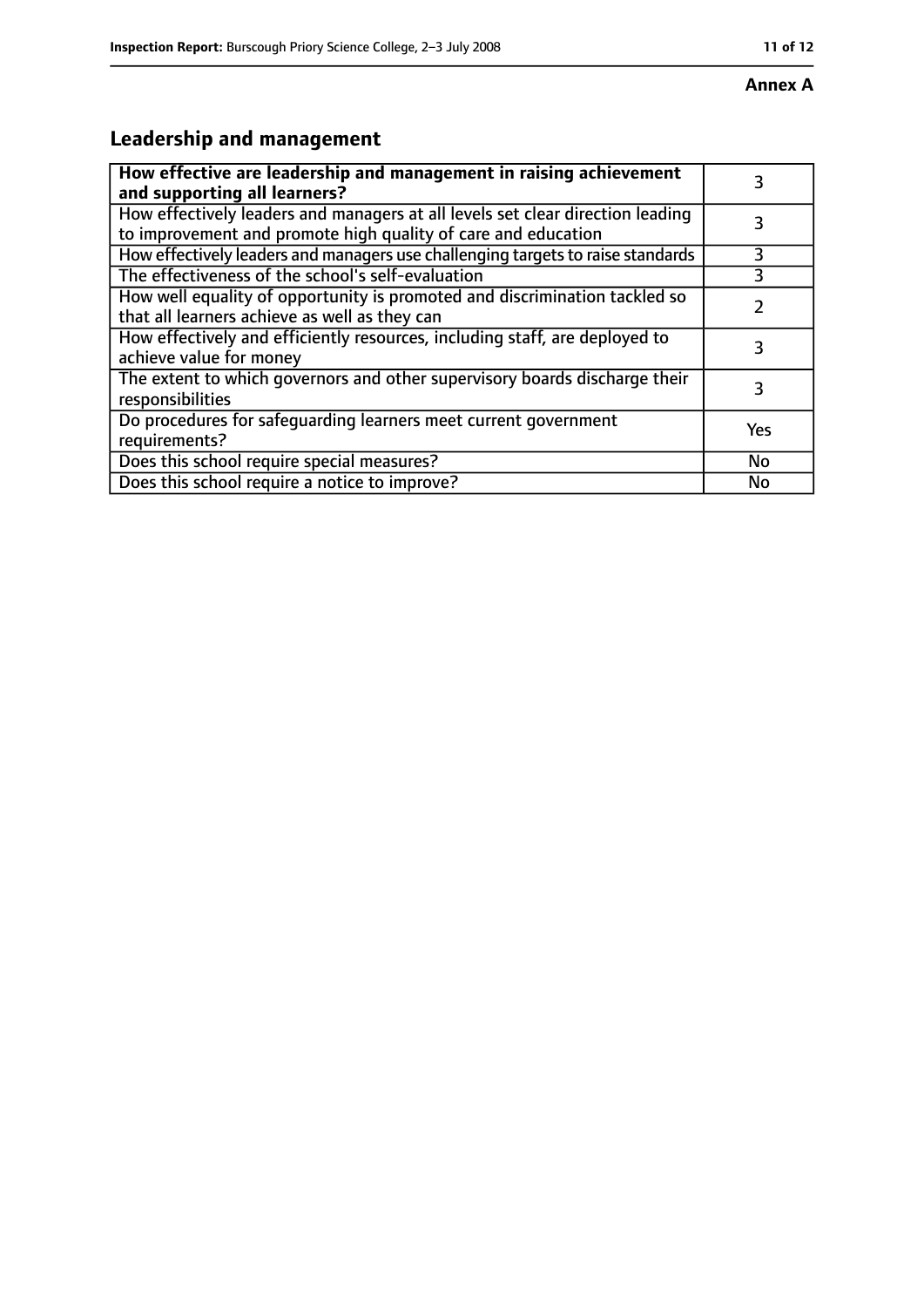**Annex A**

## Leadership and management

| How effective are leadership and management in raising achievement and supporting all learners? | 3 |
|---|---|
| How effectively leaders and managers at all levels set clear direction leading to improvement and promote high quality of care and education | 3 |
| How effectively leaders and managers use challenging targets to raise standards | 3 |
| The effectiveness of the school's self-evaluation | 3 |
| How well equality of opportunity is promoted and discrimination tackled so that all learners achieve as well as they can | 2 |
| How effectively and efficiently resources, including staff, are deployed to achieve value for money | 3 |
| The extent to which governors and other supervisory boards discharge their responsibilities | 3 |
| Do procedures for safeguarding learners meet current government requirements? | Yes |
| Does this school require special measures? | No |
| Does this school require a notice to improve? | No |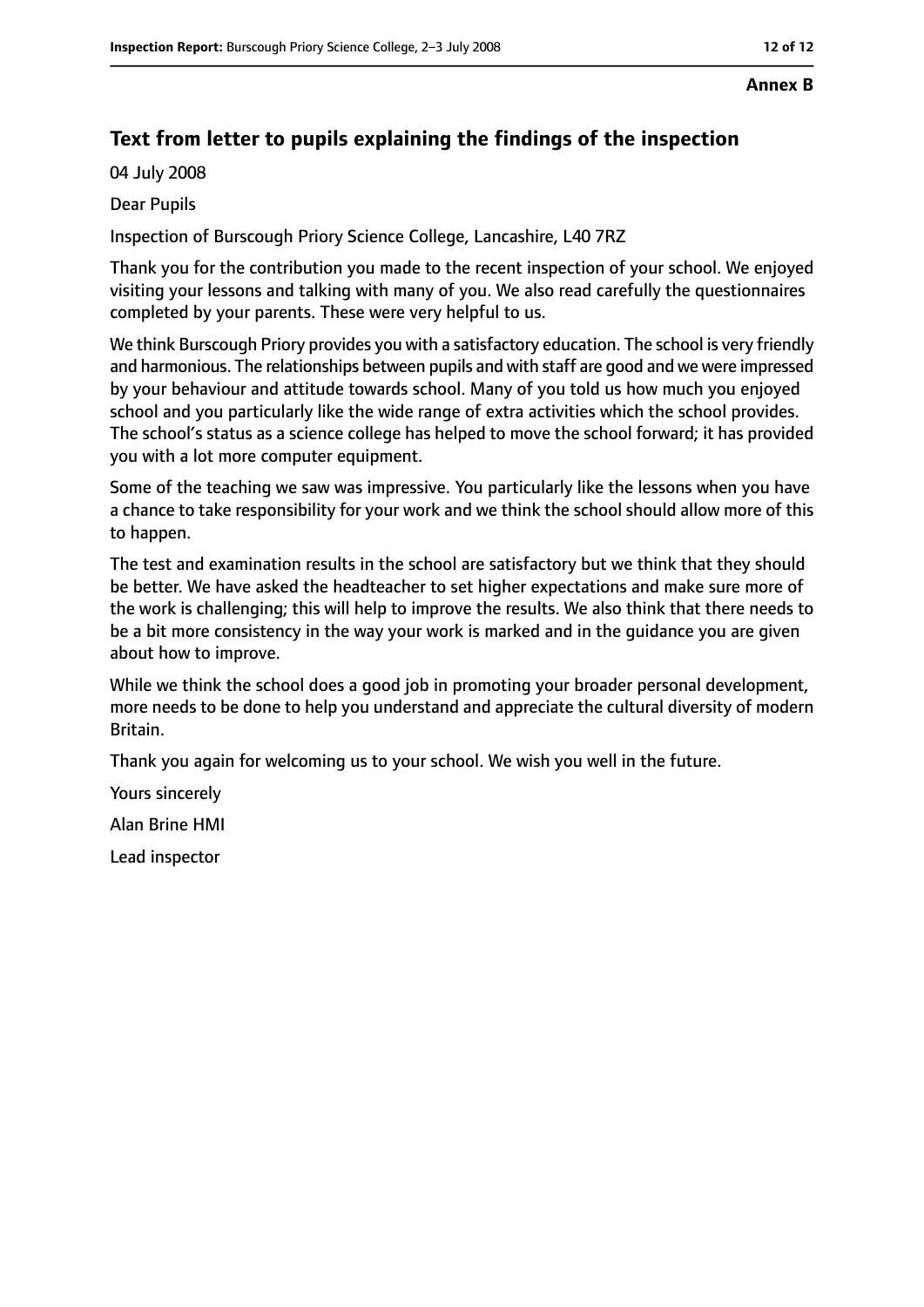**Annex B**

## Text from letter to pupils explaining the findings of the inspection

04 July 2008

Dear Pupils

Inspection of Burscough Priory Science College, Lancashire, L40 7RZ

Thank you for the contribution you made to the recent inspection of your school. We enjoyed visiting your lessons and talking with many of you. We also read carefully the questionnaires completed by your parents. These were very helpful to us.

We think Burscough Priory provides you with a satisfactory education. The school is very friendly and harmonious. The relationships between pupils and with staff are good and we were impressed by your behaviour and attitude towards school. Many of you told us how much you enjoyed school and you particularly like the wide range of extra activities which the school provides. The school's status as a science college has helped to move the school forward; it has provided you with a lot more computer equipment.

Some of the teaching we saw was impressive. You particularly like the lessons when you have a chance to take responsibility for your work and we think the school should allow more of this to happen.

The test and examination results in the school are satisfactory but we think that they should be better. We have asked the headteacher to set higher expectations and make sure more of the work is challenging; this will help to improve the results. We also think that there needs to be a bit more consistency in the way your work is marked and in the guidance you are given about how to improve.

While we think the school does a good job in promoting your broader personal development, more needs to be done to help you understand and appreciate the cultural diversity of modern Britain.

Thank you again for welcoming us to your school. We wish you well in the future.

Yours sincerely

Alan Brine HMI

Lead inspector